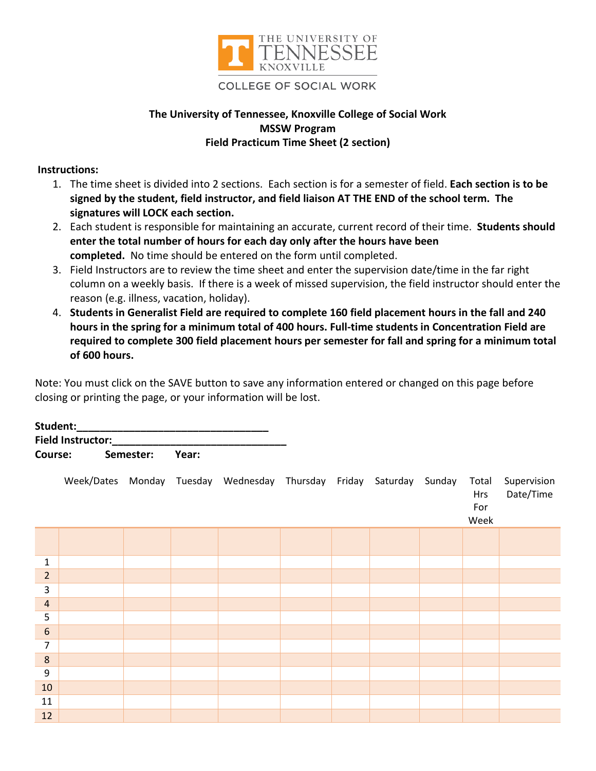THE UNIVERSITY OF TENNESSEE KNOXVILLE

COLLEGE OF SOCIAL WORK

**The University of Tennessee, Knoxville College of Social Work**
**MSSW Program**
**Field Practicum Time Sheet (2 section)**

**Instructions:**

1. The time sheet is divided into 2 sections. Each section is for a semester of field. **Each section is to be signed by the student, field instructor, and field liaison AT THE END of the school term. The signatures will LOCK each section.**
2. Each student is responsible for maintaining an accurate, current record of their time. **Students should enter the total number of hours for each day only after the hours have been completed.** No time should be entered on the form until completed.
3. Field Instructors are to review the time sheet and enter the supervision date/time in the far right column on a weekly basis. If there is a week of missed supervision, the field instructor should enter the reason (e.g. illness, vacation, holiday).
4. **Students in Generalist Field are required to complete 160 field placement hours in the fall and 240 hours in the spring for a minimum total of 400 hours. Full-time students in Concentration Field are required to complete 300 field placement hours per semester for fall and spring for a minimum total of 600 hours.**

Note: You must click on the SAVE button to save any information entered or changed on this page before closing or printing the page, or your information will be lost.

**Student:**___________________________________
**Field Instructor:**_______________________________
**Course:** **Semester:** **Year:**

| | Week/Dates | Monday | Tuesday | Wednesday | Thursday | Friday | Saturday | Sunday | Total Hrs For Week | Supervision Date/Time |
|---|---|---|---|---|---|---|---|---|---|---|
| | | | | | | | | | | |
| 1 | | | | | | | | | | |
| 2 | | | | | | | | | | |
| 3 | | | | | | | | | | |
| 4 | | | | | | | | | | |
| 5 | | | | | | | | | | |
| 6 | | | | | | | | | | |
| 7 | | | | | | | | | | |
| 8 | | | | | | | | | | |
| 9 | | | | | | | | | | |
| 10 | | | | | | | | | | |
| 11 | | | | | | | | | | |
| 12 | | | | | | | | | | |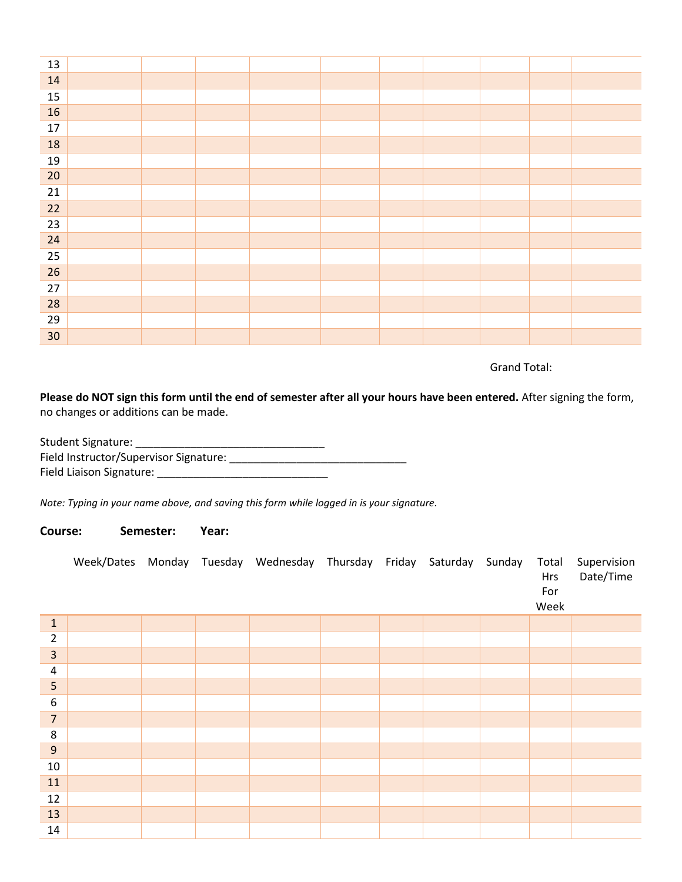| | | | | | | | | | |
|---|---|---|---|---|---|---|---|---|---|
| 13 | | | | | | | | | |
| 14 | | | | | | | | | |
| 15 | | | | | | | | | |
| 16 | | | | | | | | | |
| 17 | | | | | | | | | |
| 18 | | | | | | | | | |
| 19 | | | | | | | | | |
| 20 | | | | | | | | | |
| 21 | | | | | | | | | |
| 22 | | | | | | | | | |
| 23 | | | | | | | | | |
| 24 | | | | | | | | | |
| 25 | | | | | | | | | |
| 26 | | | | | | | | | |
| 27 | | | | | | | | | |
| 28 | | | | | | | | | |
| 29 | | | | | | | | | |
| 30 | | | | | | | | | |

Grand Total:

**Please do NOT sign this form until the end of semester after all your hours have been entered.** After signing the form, no changes or additions can be made.

Student Signature: ________________________________
Field Instructor/Supervisor Signature: ______________________________
Field Liaison Signature: _____________________________

*Note: Typing in your name above, and saving this form while logged in is your signature.*

**Course: Semester: Year:**

| | Week/Dates | Monday | Tuesday | Wednesday | Thursday | Friday | Saturday | Sunday | Total Hrs For Week | Supervision Date/Time |
|---|---|---|---|---|---|---|---|---|---|---|
| 1 | | | | | | | | | | |
| 2 | | | | | | | | | | |
| 3 | | | | | | | | | | |
| 4 | | | | | | | | | | |
| 5 | | | | | | | | | | |
| 6 | | | | | | | | | | |
| 7 | | | | | | | | | | |
| 8 | | | | | | | | | | |
| 9 | | | | | | | | | | |
| 10 | | | | | | | | | | |
| 11 | | | | | | | | | | |
| 12 | | | | | | | | | | |
| 13 | | | | | | | | | | |
| 14 | | | | | | | | | | |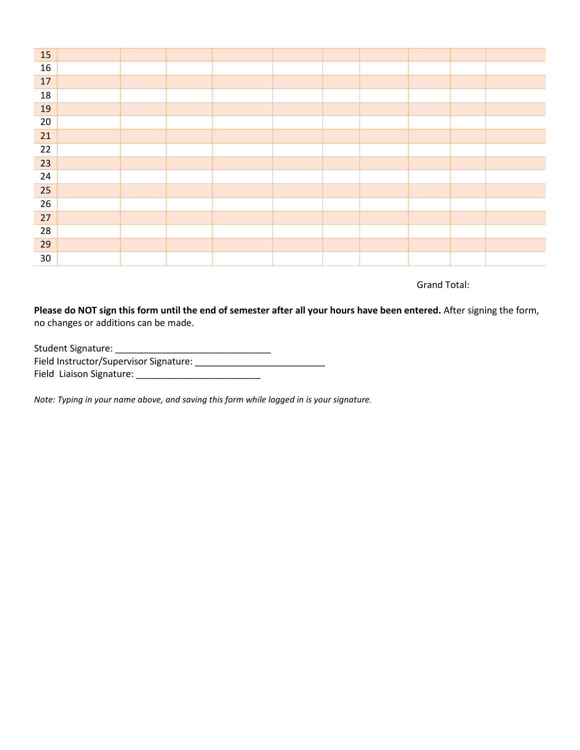| | | | | | | | | | | |
|---|---|---|---|---|---|---|---|---|---|---|
| 15 | | | | | | | | | | |
| 16 | | | | | | | | | | |
| 17 | | | | | | | | | | |
| 18 | | | | | | | | | | |
| 19 | | | | | | | | | | |
| 20 | | | | | | | | | | |
| 21 | | | | | | | | | | |
| 22 | | | | | | | | | | |
| 23 | | | | | | | | | | |
| 24 | | | | | | | | | | |
| 25 | | | | | | | | | | |
| 26 | | | | | | | | | | |
| 27 | | | | | | | | | | |
| 28 | | | | | | | | | | |
| 29 | | | | | | | | | | |
| 30 | | | | | | | | | | |

Grand Total:

**Please do NOT sign this form until the end of semester after all your hours have been entered.** After signing the form, no changes or additions can be made.

Student Signature: ______________________________
Field Instructor/Supervisor Signature: _________________________
Field Liaison Signature: ________________________

*Note: Typing in your name above, and saving this form while logged in is your signature.*